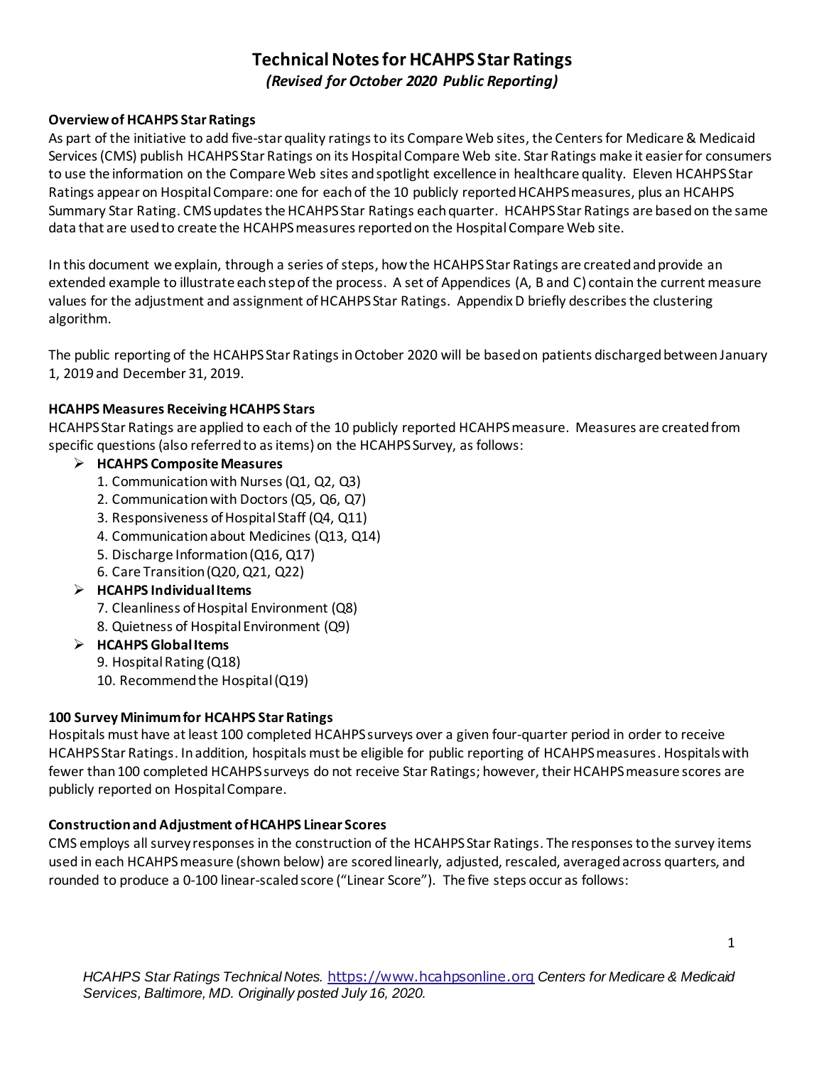# Technical Notes for HCAHPS Star Ratings

*(Revised for October 2020 Public Reporting)*

## Overview of HCAHPS Star Ratings

As part of the initiative to add five-star quality ratings to its Compare Web sites, the Centers for Medicare & Medicaid Services (CMS) publish HCAHPS Star Ratings on its Hospital Compare Web site. Star Ratings make it easier for consumers to use the information on the Compare Web sites and spotlight excellence in healthcare quality. Eleven HCAHPS Star Ratings appear on Hospital Compare: one for each of the 10 publicly reported HCAHPS measures, plus an HCAHPS Summary Star Rating. CMS updates the HCAHPS Star Ratings each quarter. HCAHPS Star Ratings are based on the same data that are used to create the HCAHPS measures reported on the Hospital Compare Web site.

In this document we explain, through a series of steps, how the HCAHPS Star Ratings are created and provide an extended example to illustrate each step of the process. A set of Appendices (A, B and C) contain the current measure values for the adjustment and assignment of HCAHPS Star Ratings. Appendix D briefly describes the clustering algorithm.

The public reporting of the HCAHPS Star Ratings in October 2020 will be based on patients discharged between January 1, 2019 and December 31, 2019.

## HCAHPS Measures Receiving HCAHPS Stars

HCAHPS Star Ratings are applied to each of the 10 publicly reported HCAHPS measure. Measures are created from specific questions (also referred to as items) on the HCAHPS Survey, as follows:

- **HCAHPS Composite Measures**
  1. Communication with Nurses (Q1, Q2, Q3)
  2. Communication with Doctors (Q5, Q6, Q7)
  3. Responsiveness of Hospital Staff (Q4, Q11)
  4. Communication about Medicines (Q13, Q14)
  5. Discharge Information (Q16, Q17)
  6. Care Transition (Q20, Q21, Q22)
- **HCAHPS Individual Items**
  7. Cleanliness of Hospital Environment (Q8)
  8. Quietness of Hospital Environment (Q9)
- **HCAHPS Global Items**
  9. Hospital Rating (Q18)
  10. Recommend the Hospital (Q19)

## 100 Survey Minimum for HCAHPS Star Ratings

Hospitals must have at least 100 completed HCAHPS surveys over a given four-quarter period in order to receive HCAHPS Star Ratings. In addition, hospitals must be eligible for public reporting of HCAHPS measures. Hospitals with fewer than 100 completed HCAHPS surveys do not receive Star Ratings; however, their HCAHPS measure scores are publicly reported on Hospital Compare.

## Construction and Adjustment of HCAHPS Linear Scores

CMS employs all survey responses in the construction of the HCAHPS Star Ratings. The responses to the survey items used in each HCAHPS measure (shown below) are scored linearly, adjusted, rescaled, averaged across quarters, and rounded to produce a 0-100 linear-scaled score ("Linear Score"). The five steps occur as follows: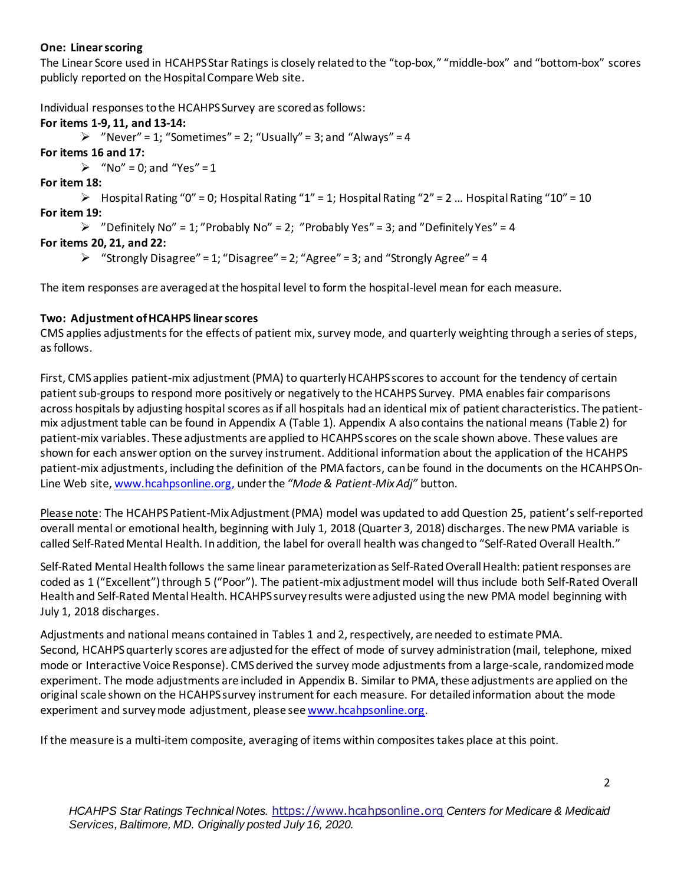**One: Linear scoring**

The Linear Score used in HCAHPS Star Ratings is closely related to the "top-box," "middle-box" and "bottom-box" scores publicly reported on the Hospital Compare Web site.

Individual responses to the HCAHPS Survey are scored as follows:

**For items 1-9, 11, and 13-14:**

- "Never" = 1; "Sometimes" = 2; "Usually" = 3; and "Always" = 4

**For items 16 and 17:**

- "No" = 0; and "Yes" = 1

**For item 18:**

- Hospital Rating "0" = 0; Hospital Rating "1" = 1; Hospital Rating "2" = 2 … Hospital Rating "10" = 10

**For item 19:**

- "Definitely No" = 1; "Probably No" = 2; "Probably Yes" = 3; and "Definitely Yes" = 4

**For items 20, 21, and 22:**

- "Strongly Disagree" = 1; "Disagree" = 2; "Agree" = 3; and "Strongly Agree" = 4

The item responses are averaged at the hospital level to form the hospital-level mean for each measure.

**Two: Adjustment of HCAHPS linear scores**

CMS applies adjustments for the effects of patient mix, survey mode, and quarterly weighting through a series of steps, as follows.

First, CMS applies patient-mix adjustment (PMA) to quarterly HCAHPS scores to account for the tendency of certain patient sub-groups to respond more positively or negatively to the HCAHPS Survey. PMA enables fair comparisons across hospitals by adjusting hospital scores as if all hospitals had an identical mix of patient characteristics. The patient-mix adjustment table can be found in Appendix A (Table 1). Appendix A also contains the national means (Table 2) for patient-mix variables. These adjustments are applied to HCAHPS scores on the scale shown above. These values are shown for each answer option on the survey instrument. Additional information about the application of the HCAHPS patient-mix adjustments, including the definition of the PMA factors, can be found in the documents on the HCAHPS On-Line Web site, www.hcahpsonline.org, under the *"Mode & Patient-Mix Adj"* button.

Please note: The HCAHPS Patient-Mix Adjustment (PMA) model was updated to add Question 25, patient's self-reported overall mental or emotional health, beginning with July 1, 2018 (Quarter 3, 2018) discharges. The new PMA variable is called Self-Rated Mental Health. In addition, the label for overall health was changed to "Self-Rated Overall Health."

Self-Rated Mental Health follows the same linear parameterization as Self-Rated Overall Health: patient responses are coded as 1 ("Excellent") through 5 ("Poor"). The patient-mix adjustment model will thus include both Self-Rated Overall Health and Self-Rated Mental Health. HCAHPS survey results were adjusted using the new PMA model beginning with July 1, 2018 discharges.

Adjustments and national means contained in Tables 1 and 2, respectively, are needed to estimate PMA.
Second, HCAHPS quarterly scores are adjusted for the effect of mode of survey administration (mail, telephone, mixed mode or Interactive Voice Response). CMS derived the survey mode adjustments from a large-scale, randomized mode experiment. The mode adjustments are included in Appendix B. Similar to PMA, these adjustments are applied on the original scale shown on the HCAHPS survey instrument for each measure. For detailed information about the mode experiment and survey mode adjustment, please see www.hcahpsonline.org.

If the measure is a multi-item composite, averaging of items within composites takes place at this point.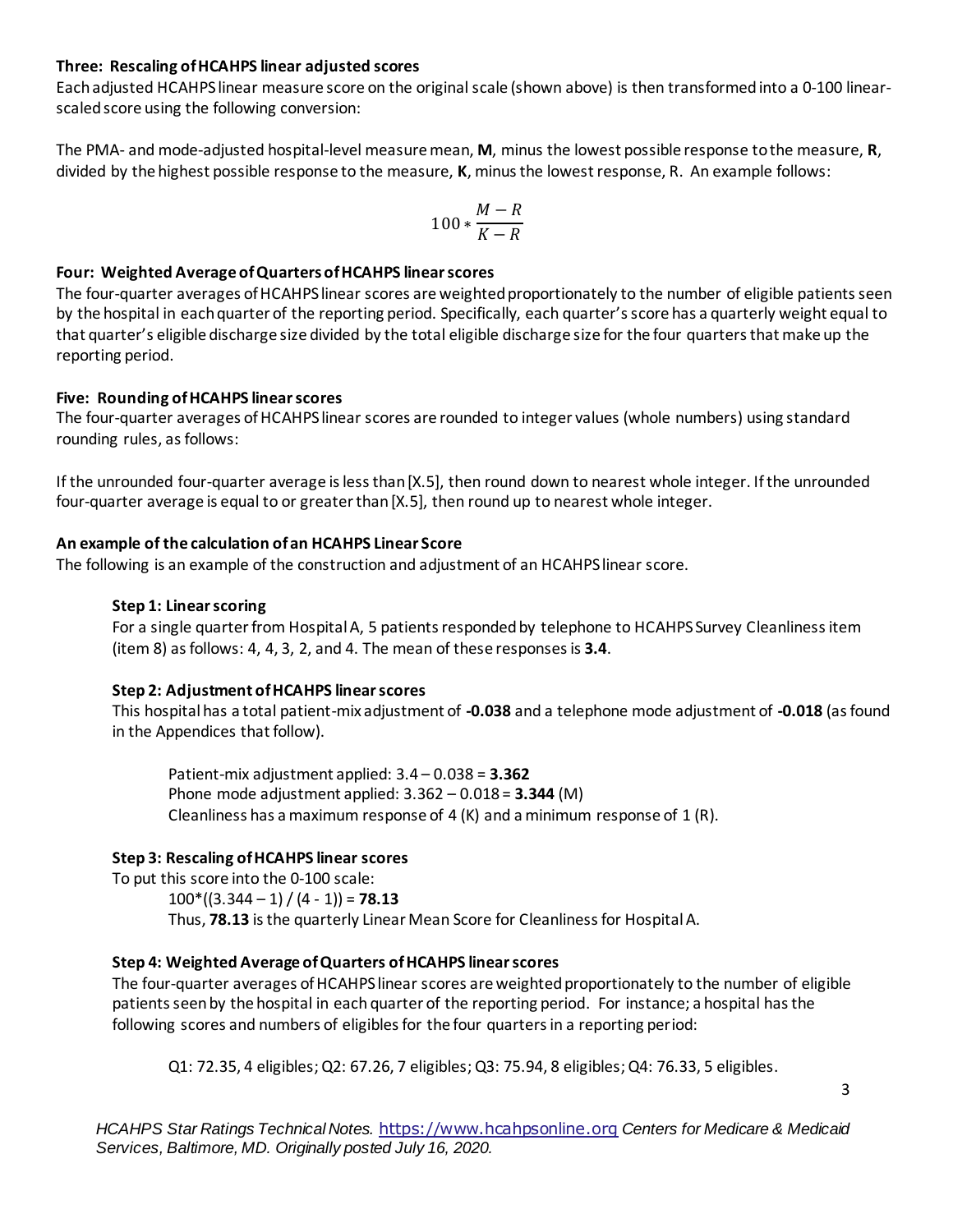### Three: Rescaling of HCAHPS linear adjusted scores

Each adjusted HCAHPS linear measure score on the original scale (shown above) is then transformed into a 0-100 linear-scaled score using the following conversion:

The PMA- and mode-adjusted hospital-level measure mean, **M**, minus the lowest possible response to the measure, **R**, divided by the highest possible response to the measure, **K**, minus the lowest response, R. An example follows:

$$100 * \frac{M - R}{K - R}$$

### Four: Weighted Average of Quarters of HCAHPS linear scores

The four-quarter averages of HCAHPS linear scores are weighted proportionately to the number of eligible patients seen by the hospital in each quarter of the reporting period. Specifically, each quarter's score has a quarterly weight equal to that quarter's eligible discharge size divided by the total eligible discharge size for the four quarters that make up the reporting period.

### Five: Rounding of HCAHPS linear scores

The four-quarter averages of HCAHPS linear scores are rounded to integer values (whole numbers) using standard rounding rules, as follows:

If the unrounded four-quarter average is less than [X.5], then round down to nearest whole integer. If the unrounded four-quarter average is equal to or greater than [X.5], then round up to nearest whole integer.

### An example of the calculation of an HCAHPS Linear Score

The following is an example of the construction and adjustment of an HCAHPS linear score.

**Step 1: Linear scoring**

For a single quarter from Hospital A, 5 patients responded by telephone to HCAHPS Survey Cleanliness item (item 8) as follows: 4, 4, 3, 2, and 4. The mean of these responses is **3.4**.

**Step 2: Adjustment of HCAHPS linear scores**

This hospital has a total patient-mix adjustment of **-0.038** and a telephone mode adjustment of **-0.018** (as found in the Appendices that follow).

Patient-mix adjustment applied: 3.4 – 0.038 = **3.362**
Phone mode adjustment applied: 3.362 – 0.018 = **3.344** (M)
Cleanliness has a maximum response of 4 (K) and a minimum response of 1 (R).

**Step 3: Rescaling of HCAHPS linear scores**

To put this score into the 0-100 scale:

$100*((3.344 - 1) / (4 - 1))$ = **78.13**

Thus, **78.13** is the quarterly Linear Mean Score for Cleanliness for Hospital A.

**Step 4: Weighted Average of Quarters of HCAHPS linear scores**

The four-quarter averages of HCAHPS linear scores are weighted proportionately to the number of eligible patients seen by the hospital in each quarter of the reporting period. For instance; a hospital has the following scores and numbers of eligibles for the four quarters in a reporting period:

Q1: 72.35, 4 eligibles; Q2: 67.26, 7 eligibles; Q3: 75.94, 8 eligibles; Q4: 76.33, 5 eligibles.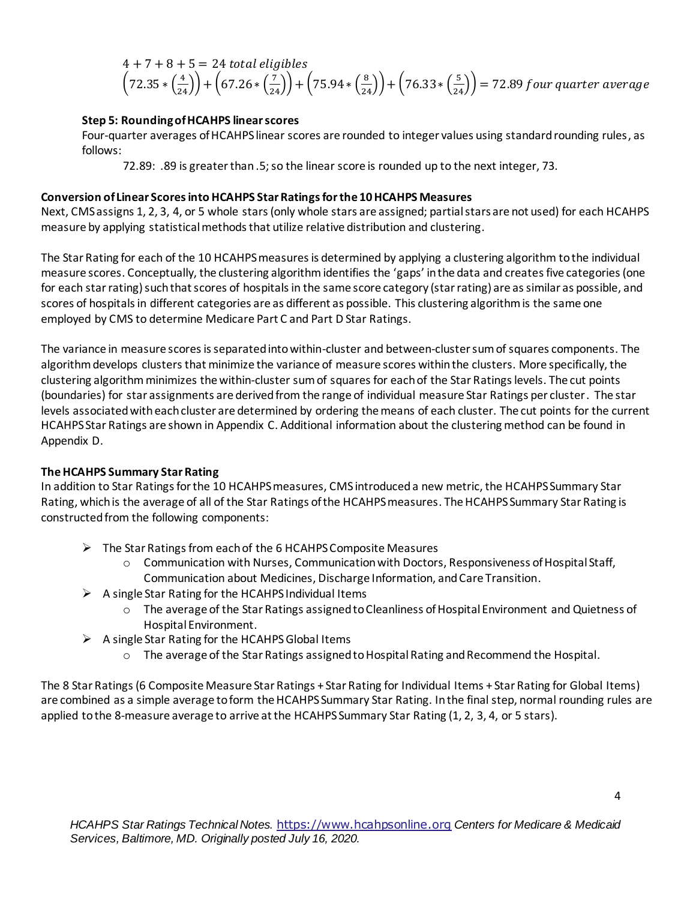$$4 + 7 + 8 + 5 = 24\ total\ eligibles$$

$$\left(72.35 * \left(\frac{4}{24}\right)\right) + \left(67.26 * \left(\frac{7}{24}\right)\right) + \left(75.94 * \left(\frac{8}{24}\right)\right) + \left(76.33 * \left(\frac{5}{24}\right)\right) = 72.89\ four\ quarter\ average$$

**Step 5: Rounding of HCAHPS linear scores**

Four-quarter averages of HCAHPS linear scores are rounded to integer values using standard rounding rules, as follows:

72.89: .89 is greater than .5; so the linear score is rounded up to the next integer, 73.

### Conversion of Linear Scores into HCAHPS Star Ratings for the 10 HCAHPS Measures

Next, CMS assigns 1, 2, 3, 4, or 5 whole stars (only whole stars are assigned; partial stars are not used) for each HCAHPS measure by applying statistical methods that utilize relative distribution and clustering.

The Star Rating for each of the 10 HCAHPS measures is determined by applying a clustering algorithm to the individual measure scores. Conceptually, the clustering algorithm identifies the 'gaps' in the data and creates five categories (one for each star rating) such that scores of hospitals in the same score category (star rating) are as similar as possible, and scores of hospitals in different categories are as different as possible. This clustering algorithm is the same one employed by CMS to determine Medicare Part C and Part D Star Ratings.

The variance in measure scores is separated into within-cluster and between-cluster sum of squares components. The algorithm develops clusters that minimize the variance of measure scores within the clusters. More specifically, the clustering algorithm minimizes the within-cluster sum of squares for each of the Star Ratings levels. The cut points (boundaries) for star assignments are derived from the range of individual measure Star Ratings per cluster. The star levels associated with each cluster are determined by ordering the means of each cluster. The cut points for the current HCAHPS Star Ratings are shown in Appendix C. Additional information about the clustering method can be found in Appendix D.

### The HCAHPS Summary Star Rating

In addition to Star Ratings for the 10 HCAHPS measures, CMS introduced a new metric, the HCAHPS Summary Star Rating, which is the average of all of the Star Ratings of the HCAHPS measures. The HCAHPS Summary Star Rating is constructed from the following components:

- The Star Ratings from each of the 6 HCAHPS Composite Measures
  - Communication with Nurses, Communication with Doctors, Responsiveness of Hospital Staff, Communication about Medicines, Discharge Information, and Care Transition.
- A single Star Rating for the HCAHPS Individual Items
  - The average of the Star Ratings assigned to Cleanliness of Hospital Environment and Quietness of Hospital Environment.
- A single Star Rating for the HCAHPS Global Items
  - The average of the Star Ratings assigned to Hospital Rating and Recommend the Hospital.

The 8 Star Ratings (6 Composite Measure Star Ratings + Star Rating for Individual Items + Star Rating for Global Items) are combined as a simple average to form the HCAHPS Summary Star Rating. In the final step, normal rounding rules are applied to the 8-measure average to arrive at the HCAHPS Summary Star Rating (1, 2, 3, 4, or 5 stars).

*HCAHPS Star Ratings Technical Notes.* https://www.hcahpsonline.org *Centers for Medicare & Medicaid Services, Baltimore, MD. Originally posted July 16, 2020.*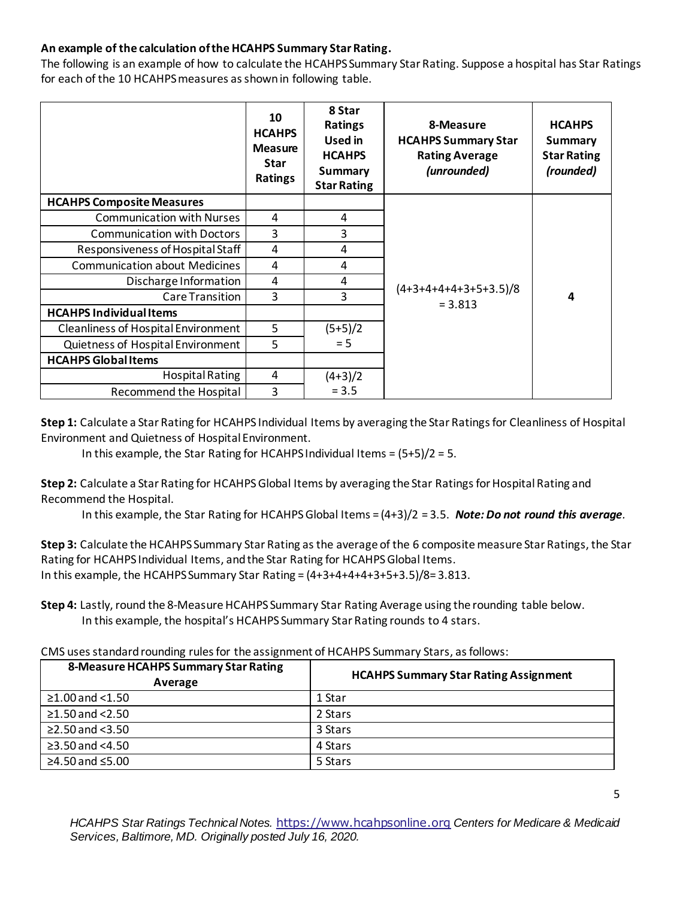**An example of the calculation of the HCAHPS Summary Star Rating.**

The following is an example of how to calculate the HCAHPS Summary Star Rating. Suppose a hospital has Star Ratings for each of the 10 HCAHPS measures as shown in following table.

| | 10 HCAHPS Measure Star Ratings | 8 Star Ratings Used in HCAHPS Summary Star Rating | 8-Measure HCAHPS Summary Star Rating Average *(unrounded)* | HCAHPS Summary Star Rating *(rounded)* |
|---|---|---|---|---|
| **HCAHPS Composite Measures** | | | (4+3+4+4+4+3+5+3.5)/8 = 3.813 | **4** |
| Communication with Nurses | 4 | 4 | | |
| Communication with Doctors | 3 | 3 | | |
| Responsiveness of Hospital Staff | 4 | 4 | | |
| Communication about Medicines | 4 | 4 | | |
| Discharge Information | 4 | 4 | | |
| Care Transition | 3 | 3 | | |
| **HCAHPS Individual Items** | | | | |
| Cleanliness of Hospital Environment | 5 | (5+5)/2 = 5 | | |
| Quietness of Hospital Environment | 5 | | | |
| **HCAHPS Global Items** | | | | |
| Hospital Rating | 4 | (4+3)/2 = 3.5 | | |
| Recommend the Hospital | 3 | | | |

**Step 1:** Calculate a Star Rating for HCAHPS Individual Items by averaging the Star Ratings for Cleanliness of Hospital Environment and Quietness of Hospital Environment.

In this example, the Star Rating for HCAHPS Individual Items = (5+5)/2 = 5.

**Step 2:** Calculate a Star Rating for HCAHPS Global Items by averaging the Star Ratings for Hospital Rating and Recommend the Hospital.

In this example, the Star Rating for HCAHPS Global Items = (4+3)/2 = 3.5. ***Note: Do not round this average.***

**Step 3:** Calculate the HCAHPS Summary Star Rating as the average of the 6 composite measure Star Ratings, the Star Rating for HCAHPS Individual Items, and the Star Rating for HCAHPS Global Items.
In this example, the HCAHPS Summary Star Rating = (4+3+4+4+4+3+5+3.5)/8= 3.813.

**Step 4:** Lastly, round the 8-Measure HCAHPS Summary Star Rating Average using the rounding table below.

In this example, the hospital's HCAHPS Summary Star Rating rounds to 4 stars.

CMS uses standard rounding rules for the assignment of HCAHPS Summary Stars, as follows:

| 8-Measure HCAHPS Summary Star Rating Average | HCAHPS Summary Star Rating Assignment |
|---|---|
| ≥1.00 and <1.50 | 1 Star |
| ≥1.50 and <2.50 | 2 Stars |
| ≥2.50 and <3.50 | 3 Stars |
| ≥3.50 and <4.50 | 4 Stars |
| ≥4.50 and ≤5.00 | 5 Stars |

*HCAHPS Star Ratings Technical Notes.* https://www.hcahpsonline.org *Centers for Medicare & Medicaid Services, Baltimore, MD. Originally posted July 16, 2020.*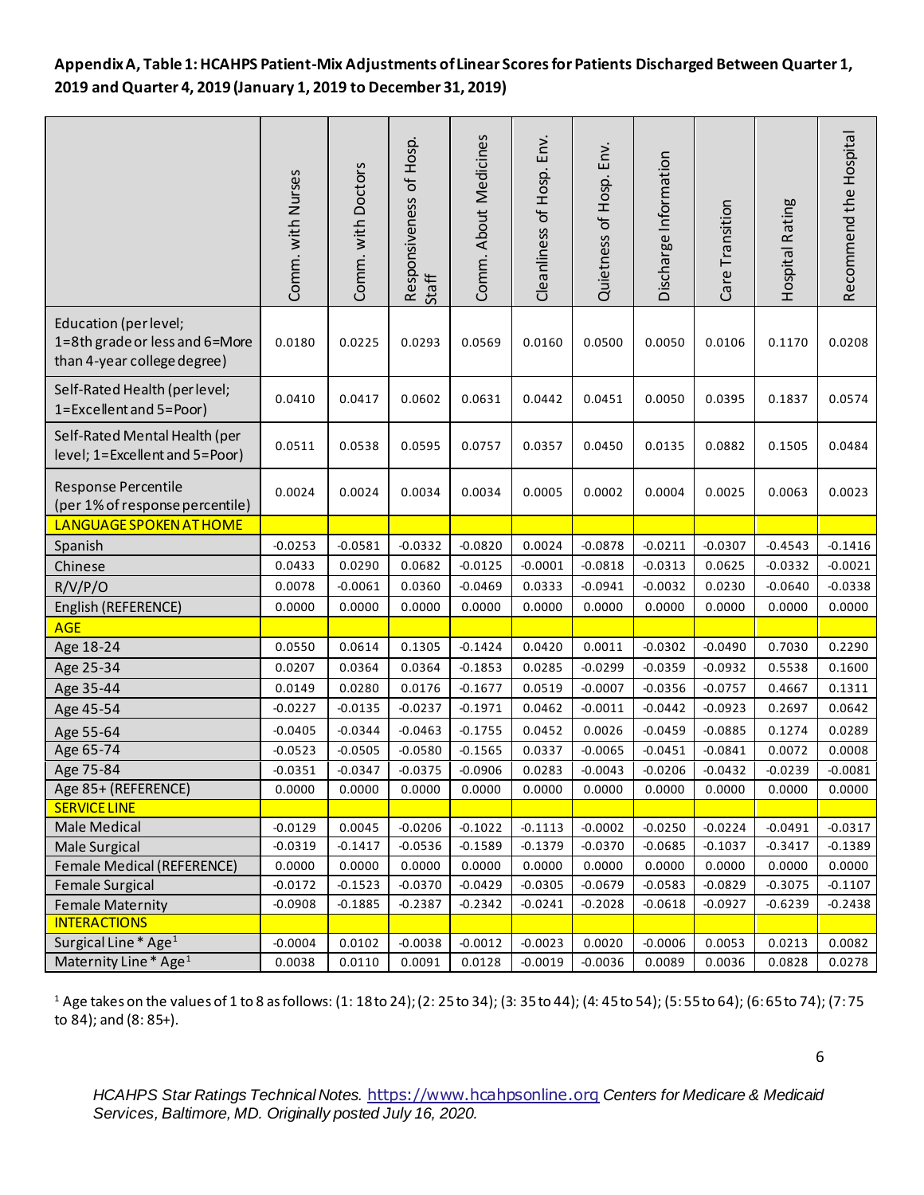**Appendix A, Table 1: HCAHPS Patient-Mix Adjustments of Linear Scores for Patients Discharged Between Quarter 1, 2019 and Quarter 4, 2019 (January 1, 2019 to December 31, 2019)**

| | Comm. with Nurses | Comm. with Doctors | Responsiveness of Hosp. Staff | Comm. About Medicines | Cleanliness of Hosp. Env. | Quietness of Hosp. Env. | Discharge Information | Care Transition | Hospital Rating | Recommend the Hospital |
|---|---|---|---|---|---|---|---|---|---|---|
| Education (per level; 1=8th grade or less and 6=More than 4-year college degree) | 0.0180 | 0.0225 | 0.0293 | 0.0569 | 0.0160 | 0.0500 | 0.0050 | 0.0106 | 0.1170 | 0.0208 |
| Self-Rated Health (per level; 1=Excellent and 5=Poor) | 0.0410 | 0.0417 | 0.0602 | 0.0631 | 0.0442 | 0.0451 | 0.0050 | 0.0395 | 0.1837 | 0.0574 |
| Self-Rated Mental Health (per level; 1=Excellent and 5=Poor) | 0.0511 | 0.0538 | 0.0595 | 0.0757 | 0.0357 | 0.0450 | 0.0135 | 0.0882 | 0.1505 | 0.0484 |
| Response Percentile (per 1% of response percentile) | 0.0024 | 0.0024 | 0.0034 | 0.0034 | 0.0005 | 0.0002 | 0.0004 | 0.0025 | 0.0063 | 0.0023 |
| **LANGUAGE SPOKEN AT HOME** | | | | | | | | | | |
| Spanish | -0.0253 | -0.0581 | -0.0332 | -0.0820 | 0.0024 | -0.0878 | -0.0211 | -0.0307 | -0.4543 | -0.1416 |
| Chinese | 0.0433 | 0.0290 | 0.0682 | -0.0125 | -0.0001 | -0.0818 | -0.0313 | 0.0625 | -0.0332 | -0.0021 |
| R/V/P/O | 0.0078 | -0.0061 | 0.0360 | -0.0469 | 0.0333 | -0.0941 | -0.0032 | 0.0230 | -0.0640 | -0.0338 |
| English (REFERENCE) | 0.0000 | 0.0000 | 0.0000 | 0.0000 | 0.0000 | 0.0000 | 0.0000 | 0.0000 | 0.0000 | 0.0000 |
| **AGE** | | | | | | | | | | |
| Age 18-24 | 0.0550 | 0.0614 | 0.1305 | -0.1424 | 0.0420 | 0.0011 | -0.0302 | -0.0490 | 0.7030 | 0.2290 |
| Age 25-34 | 0.0207 | 0.0364 | 0.0364 | -0.1853 | 0.0285 | -0.0299 | -0.0359 | -0.0932 | 0.5538 | 0.1600 |
| Age 35-44 | 0.0149 | 0.0280 | 0.0176 | -0.1677 | 0.0519 | -0.0007 | -0.0356 | -0.0757 | 0.4667 | 0.1311 |
| Age 45-54 | -0.0227 | -0.0135 | -0.0237 | -0.1971 | 0.0462 | -0.0011 | -0.0442 | -0.0923 | 0.2697 | 0.0642 |
| Age 55-64 | -0.0405 | -0.0344 | -0.0463 | -0.1755 | 0.0452 | 0.0026 | -0.0459 | -0.0885 | 0.1274 | 0.0289 |
| Age 65-74 | -0.0523 | -0.0505 | -0.0580 | -0.1565 | 0.0337 | -0.0065 | -0.0451 | -0.0841 | 0.0072 | 0.0008 |
| Age 75-84 | -0.0351 | -0.0347 | -0.0375 | -0.0906 | 0.0283 | -0.0043 | -0.0206 | -0.0432 | -0.0239 | -0.0081 |
| Age 85+ (REFERENCE) | 0.0000 | 0.0000 | 0.0000 | 0.0000 | 0.0000 | 0.0000 | 0.0000 | 0.0000 | 0.0000 | 0.0000 |
| **SERVICE LINE** | | | | | | | | | | |
| Male Medical | -0.0129 | 0.0045 | -0.0206 | -0.1022 | -0.1113 | -0.0002 | -0.0250 | -0.0224 | -0.0491 | -0.0317 |
| Male Surgical | -0.0319 | -0.1417 | -0.0536 | -0.1589 | -0.1379 | -0.0370 | -0.0685 | -0.1037 | -0.3417 | -0.1389 |
| Female Medical (REFERENCE) | 0.0000 | 0.0000 | 0.0000 | 0.0000 | 0.0000 | 0.0000 | 0.0000 | 0.0000 | 0.0000 | 0.0000 |
| Female Surgical | -0.0172 | -0.1523 | -0.0370 | -0.0429 | -0.0305 | -0.0679 | -0.0583 | -0.0829 | -0.3075 | -0.1107 |
| Female Maternity | -0.0908 | -0.1885 | -0.2387 | -0.2342 | -0.0241 | -0.2028 | -0.0618 | -0.0927 | -0.6239 | -0.2438 |
| **INTERACTIONS** | | | | | | | | | | |
| Surgical Line * Age[1] | -0.0004 | 0.0102 | -0.0038 | -0.0012 | -0.0023 | 0.0020 | -0.0006 | 0.0053 | 0.0213 | 0.0082 |
| Maternity Line * Age[1] | 0.0038 | 0.0110 | 0.0091 | 0.0128 | -0.0019 | -0.0036 | 0.0089 | 0.0036 | 0.0828 | 0.0278 |

[1] Age takes on the values of 1 to 8 as follows: (1: 18 to 24); (2: 25 to 34); (3: 35 to 44); (4: 45 to 54); (5: 55 to 64); (6: 65 to 74); (7: 75 to 84); and (8: 85+).

*HCAHPS Star Ratings Technical Notes.* https://www.hcahpsonline.org *Centers for Medicare & Medicaid Services, Baltimore, MD. Originally posted July 16, 2020.*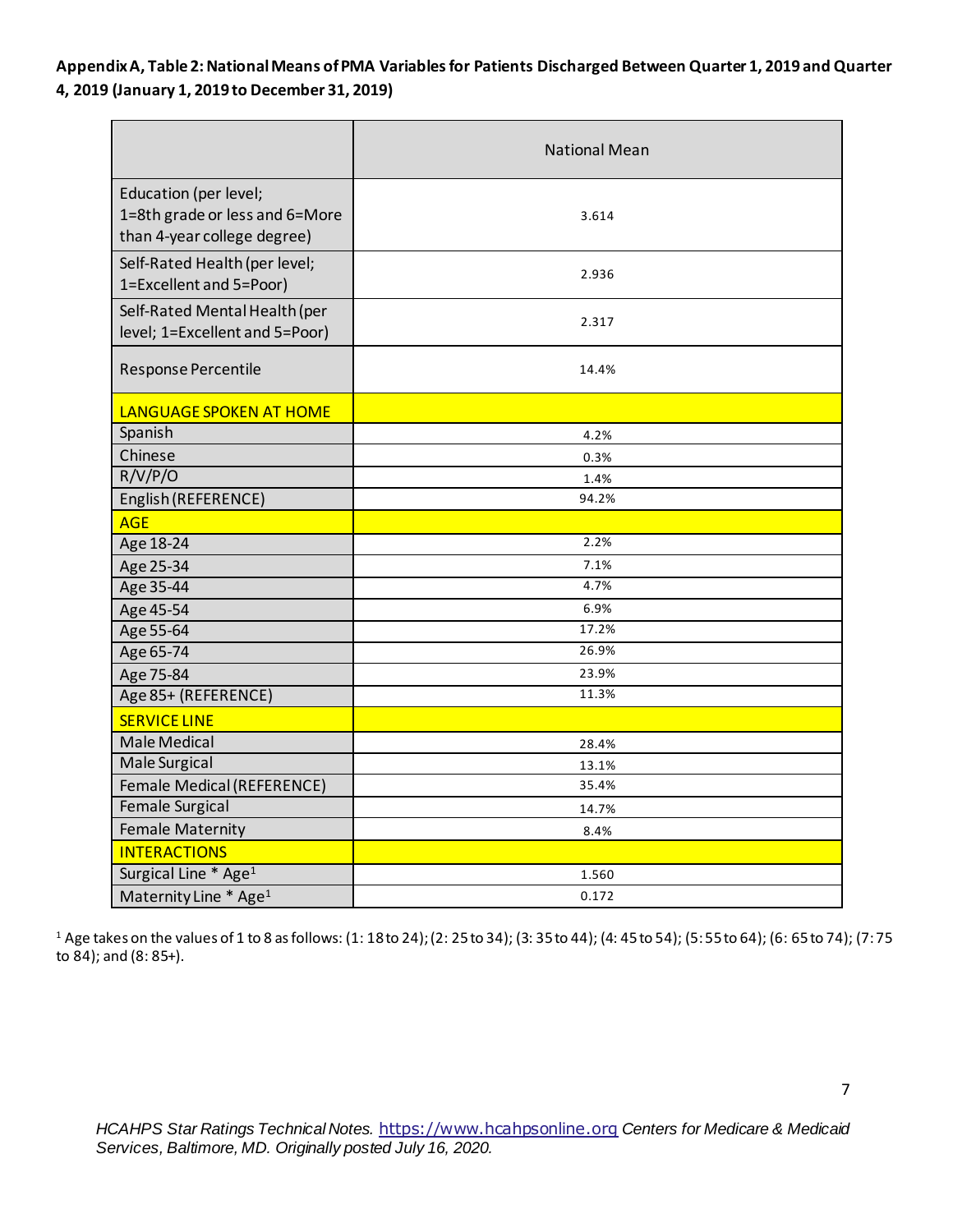**Appendix A, Table 2: National Means of PMA Variables for Patients Discharged Between Quarter 1, 2019 and Quarter 4, 2019 (January 1, 2019 to December 31, 2019)**

| | National Mean |
|---|---|
| Education (per level; 1=8th grade or less and 6=More than 4-year college degree) | 3.614 |
| Self-Rated Health (per level; 1=Excellent and 5=Poor) | 2.936 |
| Self-Rated Mental Health (per level; 1=Excellent and 5=Poor) | 2.317 |
| Response Percentile | 14.4% |
| LANGUAGE SPOKEN AT HOME | |
| Spanish | 4.2% |
| Chinese | 0.3% |
| R/V/P/O | 1.4% |
| English (REFERENCE) | 94.2% |
| AGE | |
| Age 18-24 | 2.2% |
| Age 25-34 | 7.1% |
| Age 35-44 | 4.7% |
| Age 45-54 | 6.9% |
| Age 55-64 | 17.2% |
| Age 65-74 | 26.9% |
| Age 75-84 | 23.9% |
| Age 85+ (REFERENCE) | 11.3% |
| SERVICE LINE | |
| Male Medical | 28.4% |
| Male Surgical | 13.1% |
| Female Medical (REFERENCE) | 35.4% |
| Female Surgical | 14.7% |
| Female Maternity | 8.4% |
| INTERACTIONS | |
| Surgical Line * Age[1] | 1.560 |
| Maternity Line * Age[1] | 0.172 |

[1] Age takes on the values of 1 to 8 as follows: (1: 18 to 24); (2: 25 to 34); (3: 35 to 44); (4: 45 to 54); (5: 55 to 64); (6: 65 to 74); (7: 75 to 84); and (8: 85+).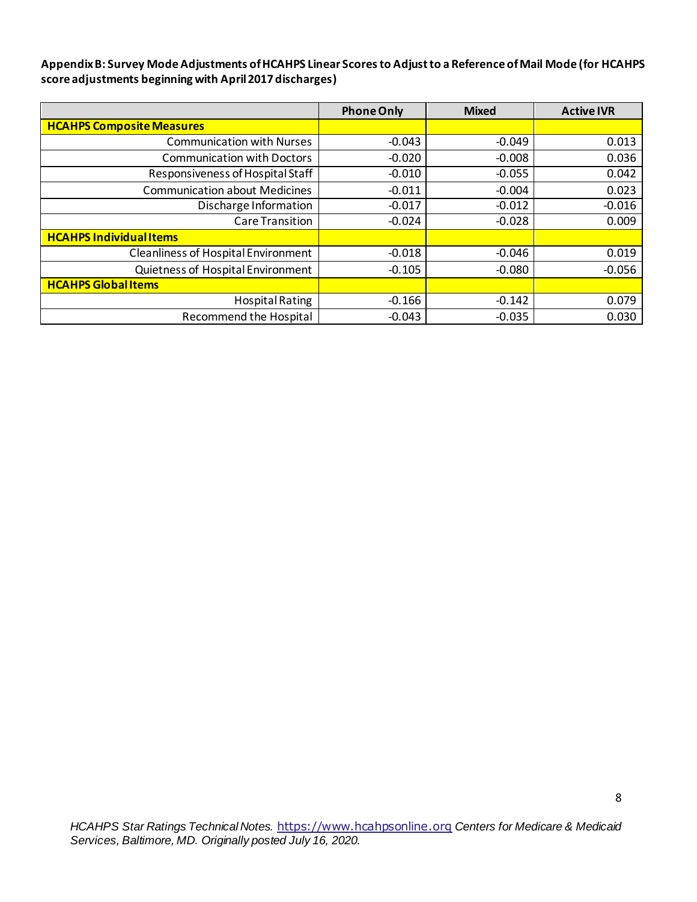**Appendix B: Survey Mode Adjustments of HCAHPS Linear Scores to Adjust to a Reference of Mail Mode (for HCAHPS score adjustments beginning with April 2017 discharges)**

| | Phone Only | Mixed | Active IVR |
|---|---|---|---|
| **HCAHPS Composite Measures** | | | |
| Communication with Nurses | -0.043 | -0.049 | 0.013 |
| Communication with Doctors | -0.020 | -0.008 | 0.036 |
| Responsiveness of Hospital Staff | -0.010 | -0.055 | 0.042 |
| Communication about Medicines | -0.011 | -0.004 | 0.023 |
| Discharge Information | -0.017 | -0.012 | -0.016 |
| Care Transition | -0.024 | -0.028 | 0.009 |
| **HCAHPS Individual Items** | | | |
| Cleanliness of Hospital Environment | -0.018 | -0.046 | 0.019 |
| Quietness of Hospital Environment | -0.105 | -0.080 | -0.056 |
| **HCAHPS Global Items** | | | |
| Hospital Rating | -0.166 | -0.142 | 0.079 |
| Recommend the Hospital | -0.043 | -0.035 | 0.030 |

*HCAHPS Star Ratings Technical Notes.* https://www.hcahpsonline.org *Centers for Medicare & Medicaid Services, Baltimore, MD. Originally posted July 16, 2020.*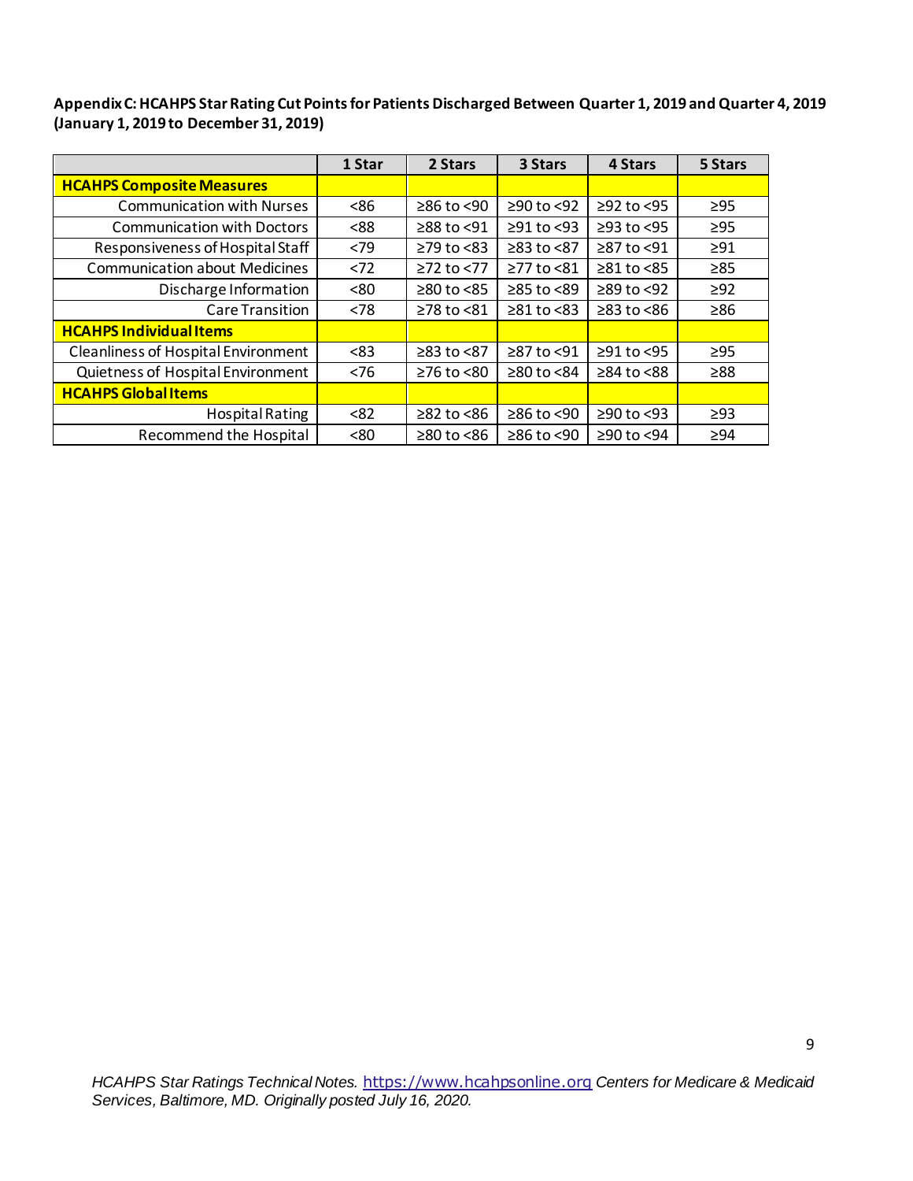**Appendix C: HCAHPS Star Rating Cut Points for Patients Discharged Between Quarter 1, 2019 and Quarter 4, 2019 (January 1, 2019 to December 31, 2019)**

| | 1 Star | 2 Stars | 3 Stars | 4 Stars | 5 Stars |
|---|---|---|---|---|---|
| **HCAHPS Composite Measures** | | | | | |
| Communication with Nurses | <86 | ≥86 to <90 | ≥90 to <92 | ≥92 to <95 | ≥95 |
| Communication with Doctors | <88 | ≥88 to <91 | ≥91 to <93 | ≥93 to <95 | ≥95 |
| Responsiveness of Hospital Staff | <79 | ≥79 to <83 | ≥83 to <87 | ≥87 to <91 | ≥91 |
| Communication about Medicines | <72 | ≥72 to <77 | ≥77 to <81 | ≥81 to <85 | ≥85 |
| Discharge Information | <80 | ≥80 to <85 | ≥85 to <89 | ≥89 to <92 | ≥92 |
| Care Transition | <78 | ≥78 to <81 | ≥81 to <83 | ≥83 to <86 | ≥86 |
| **HCAHPS Individual Items** | | | | | |
| Cleanliness of Hospital Environment | <83 | ≥83 to <87 | ≥87 to <91 | ≥91 to <95 | ≥95 |
| Quietness of Hospital Environment | <76 | ≥76 to <80 | ≥80 to <84 | ≥84 to <88 | ≥88 |
| **HCAHPS Global Items** | | | | | |
| Hospital Rating | <82 | ≥82 to <86 | ≥86 to <90 | ≥90 to <93 | ≥93 |
| Recommend the Hospital | <80 | ≥80 to <86 | ≥86 to <90 | ≥90 to <94 | ≥94 |

*HCAHPS Star Ratings Technical Notes.* https://www.hcahpsonline.org *Centers for Medicare & Medicaid Services, Baltimore, MD. Originally posted July 16, 2020.*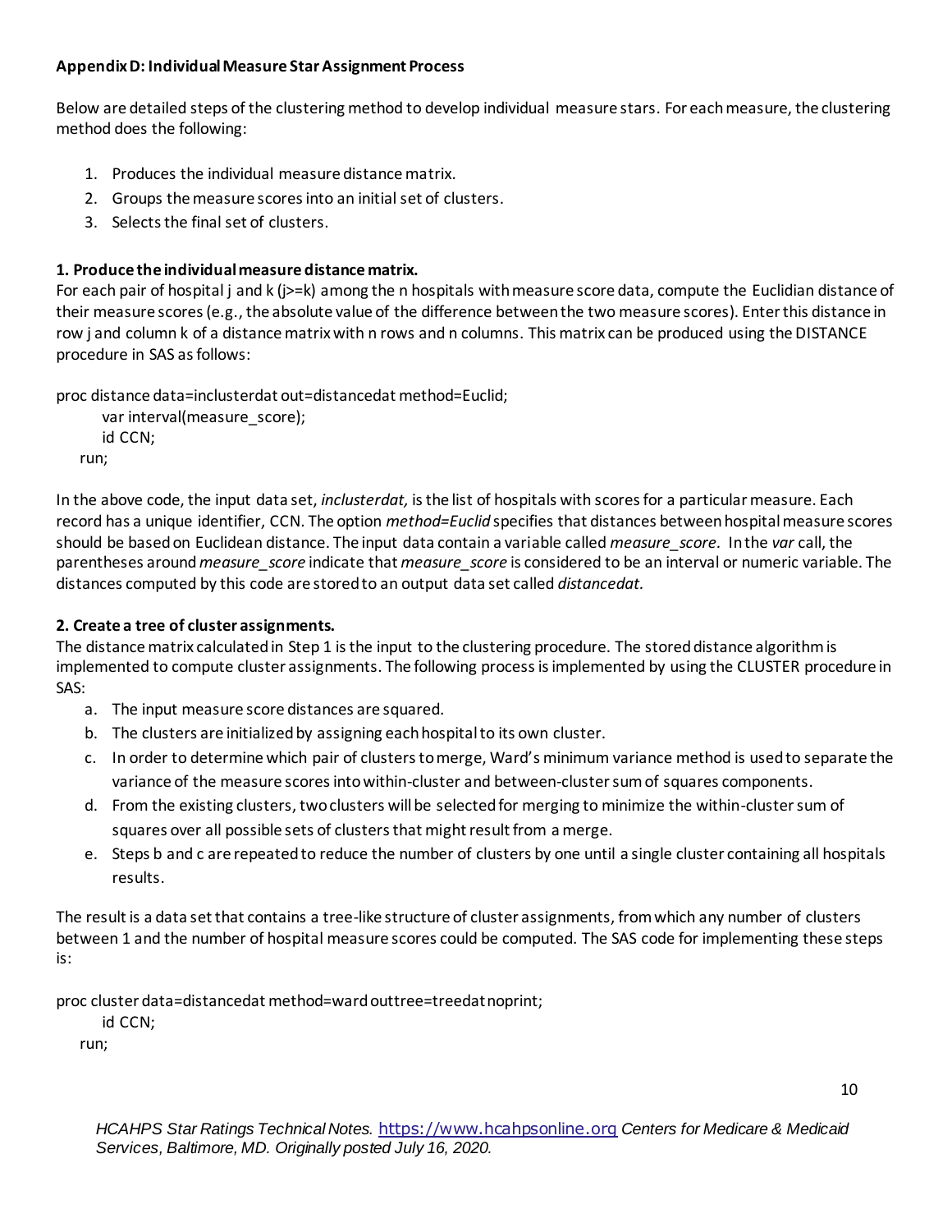**Appendix D: Individual Measure Star Assignment Process**

Below are detailed steps of the clustering method to develop individual measure stars. For each measure, the clustering method does the following:

1. Produces the individual measure distance matrix.
2. Groups the measure scores into an initial set of clusters.
3. Selects the final set of clusters.

**1. Produce the individual measure distance matrix.**
For each pair of hospital j and k (j>=k) among the n hospitals with measure score data, compute the Euclidian distance of their measure scores (e.g., the absolute value of the difference between the two measure scores). Enter this distance in row j and column k of a distance matrix with n rows and n columns. This matrix can be produced using the DISTANCE procedure in SAS as follows:

```
proc distance data=inclusterdat out=distancedat method=Euclid;
       var interval(measure_score);
       id CCN;
   run;
```

In the above code, the input data set, *inclusterdat,* is the list of hospitals with scores for a particular measure. Each record has a unique identifier, CCN. The option *method=Euclid* specifies that distances between hospital measure scores should be based on Euclidean distance. The input data contain a variable called *measure_score.* In the *var* call, the parentheses around *measure_score* indicate that *measure_score* is considered to be an interval or numeric variable. The distances computed by this code are stored to an output data set called *distancedat.*

**2. Create a tree of cluster assignments.**
The distance matrix calculated in Step 1 is the input to the clustering procedure. The stored distance algorithm is implemented to compute cluster assignments. The following process is implemented by using the CLUSTER procedure in SAS:

a. The input measure score distances are squared.
b. The clusters are initialized by assigning each hospital to its own cluster.
c. In order to determine which pair of clusters to merge, Ward's minimum variance method is used to separate the variance of the measure scores into within-cluster and between-cluster sum of squares components.
d. From the existing clusters, two clusters will be selected for merging to minimize the within-cluster sum of squares over all possible sets of clusters that might result from a merge.
e. Steps b and c are repeated to reduce the number of clusters by one until a single cluster containing all hospitals results.

The result is a data set that contains a tree-like structure of cluster assignments, from which any number of clusters between 1 and the number of hospital measure scores could be computed. The SAS code for implementing these steps is:

```
proc cluster data=distancedat method=ward outtree=treedat noprint;
       id CCN;
   run;
```

*HCAHPS Star Ratings Technical Notes.* https://www.hcahpsonline.org *Centers for Medicare & Medicaid Services, Baltimore, MD. Originally posted July 16, 2020.*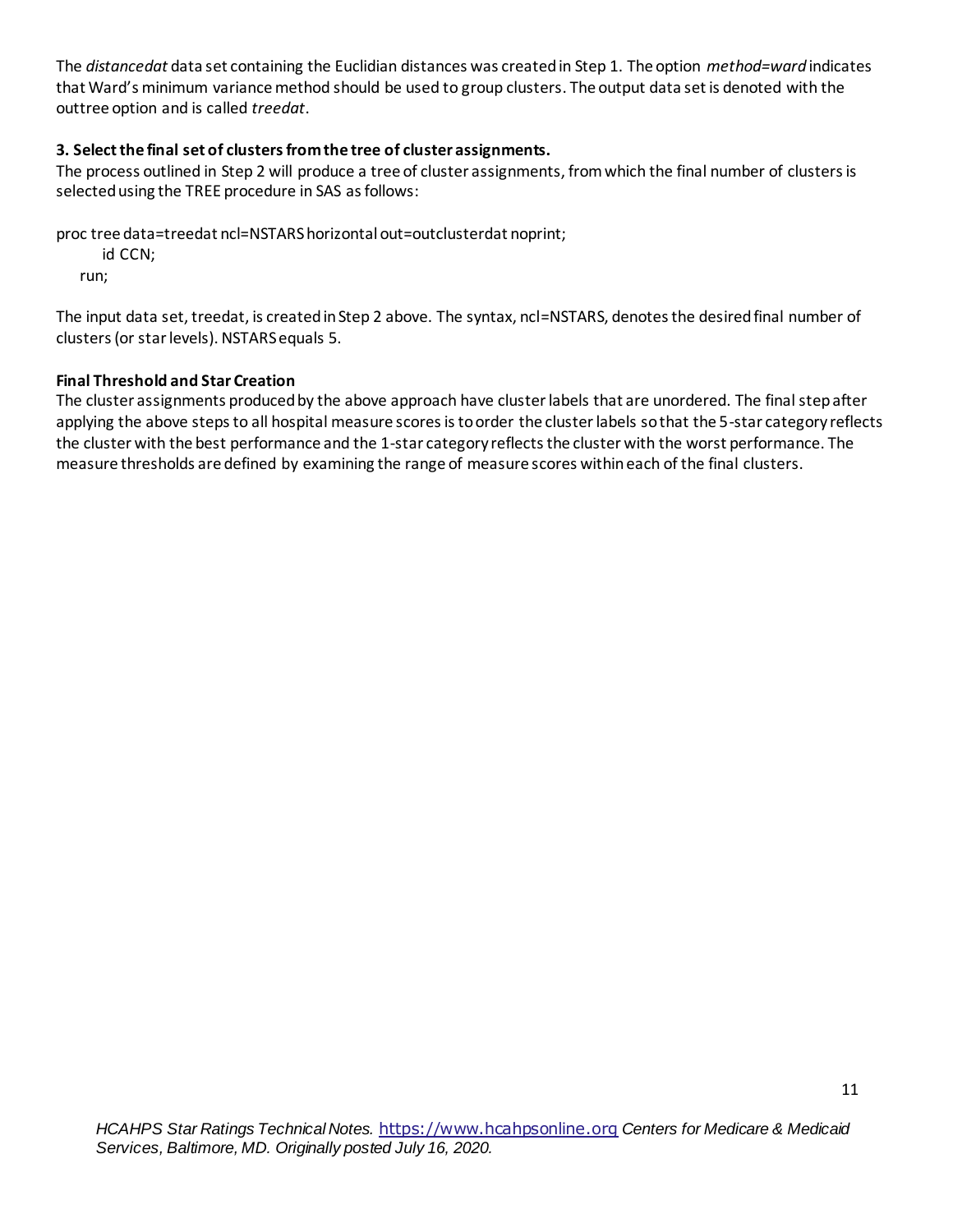The *distancedat* data set containing the Euclidian distances was created in Step 1. The option *method=ward* indicates that Ward's minimum variance method should be used to group clusters. The output data set is denoted with the outtree option and is called *treedat*.

**3. Select the final set of clusters from the tree of cluster assignments.**
The process outlined in Step 2 will produce a tree of cluster assignments, from which the final number of clusters is selected using the TREE procedure in SAS as follows:

```
proc tree data=treedat ncl=NSTARS horizontal out=outclusterdat noprint;
      id CCN;
   run;
```

The input data set, treedat, is created in Step 2 above. The syntax, ncl=NSTARS, denotes the desired final number of clusters (or star levels). NSTARS equals 5.

**Final Threshold and Star Creation**
The cluster assignments produced by the above approach have cluster labels that are unordered. The final step after applying the above steps to all hospital measure scores is to order the cluster labels so that the 5-star category reflects the cluster with the best performance and the 1-star category reflects the cluster with the worst performance. The measure thresholds are defined by examining the range of measure scores within each of the final clusters.